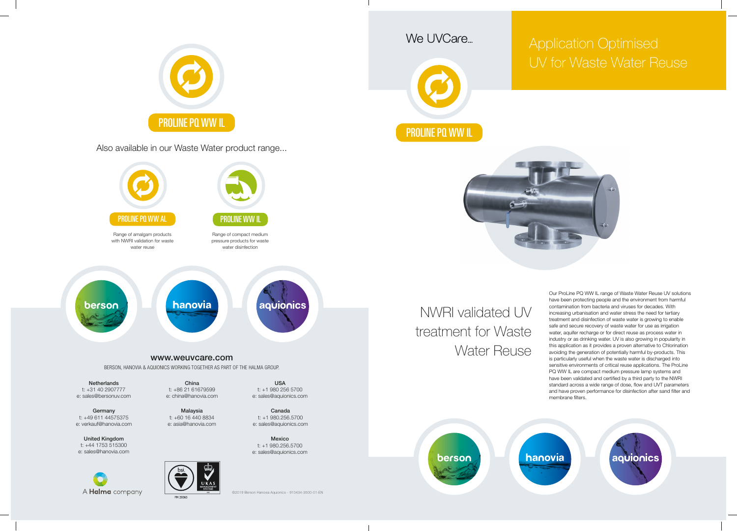We UVCare...

# Application Optimised UV for Waste Water Reuse

## PROLINE PQ WW IL

## NWRI validated UV treatment for Waste Water Reuse

Our ProLine PQ WW IL range of Waste Water Reuse UV solutions have been protecting people and the environment from harmful contamination from bacteria and viruses for decades. With increasing urbanisation and water stress the need for tertiary treatment and disinfection of waste water is growing to enable safe and secure recovery of waste water for use as irrigation water, aquifer recharge or for direct reuse as process water in industry or as drinking water. UV is also growing in popularity in this application as it provides a proven alternative to Chlorination avoiding the generation of potentially harmful by-products. This is particularly useful when the waste water is discharged into sensitive environments of critical reuse applications. The ProLine PQ WW IL are compact medium pressure lamp systems and have been validated and certified by a third party to the NWRI standard across a wide range of dose, flow and UVT parameters and have proven performance for disinfection after sand filter and membrane filters.

berson hanovia aquionics

## PROLINE PQ WW IL

Also available in our Waste Water product range...

**PROLINE PQ WW AL**

Range of amalgam products with NWRI validation for waste water reuse

**PROLINE WW IL**

Range of compact medium pressure products for waste water disinfection

berson hanovia aquionics

**www.weuvcare.com**

BERSON, HANOVIA & AQUIONICS WORKING TOGETHER AS PART OF THE HALMA GROUP.

**Netherlands**
t: +31 40 2907777
e: sales@bersonuv.com

**Germany**
t: +49 611 44575375
e: verkauf@hanovia.com

**United Kingdom**
t: +44 1753 515300
e: sales@hanovia.com

**China**
t: +86 21 61679599
e: china@hanovia.com

**Malaysia**
t: +60 16 440 8834
e: asia@hanovia.com

**USA**
t: +1 980 256 5700
e: sales@aquionics.com

**Canada**
t: +1 980.256.5700
e: sales@aquionics.com

**Mexico**
t: +1 980.256.5700
e: sales@aquionics.com

A Halma company

FM 29365

©2019 Berson Hanovia Aquionics - 910434-3500-01-EN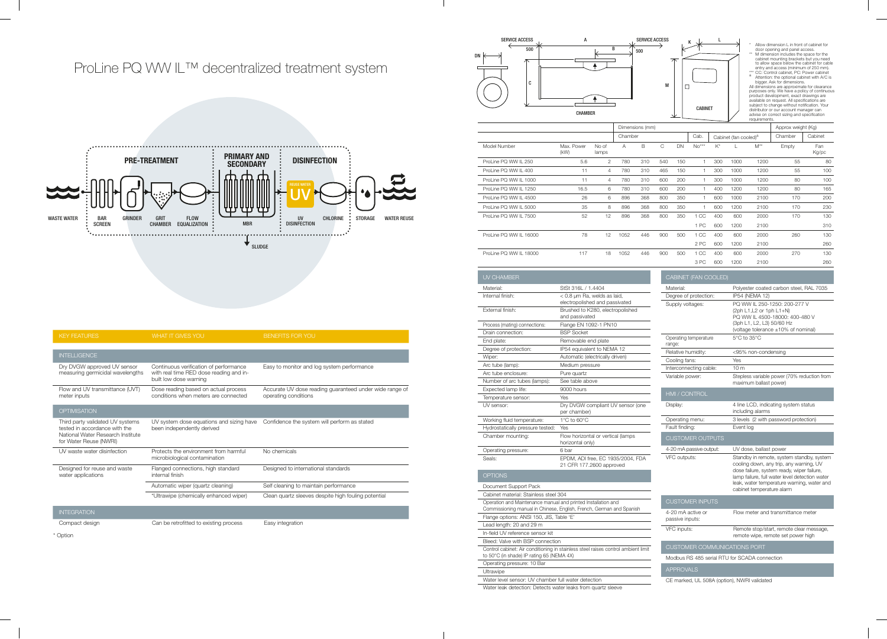# ProLine PQ WW IL™ decentralized treatment system

PRE-TREATMENT
PRIMARY AND SECONDARY
DISINFECTION
REUSE WATER
UV
WASTE WATER
BAR SCREEN
GRINDER
GRIT CHAMBER
FLOW EQUALIZATION
MBR
SLUDGE
UV DISINFECTION
CHLORINE
STORAGE
WATER REUSE

| KEY FEATURES | WHAT IT GIVES YOU | BENEFITS FOR YOU |
|---|---|---|
| **INTELLIGENCE** | | |
| Dry DVGW approved UV sensor measuring germicidal wavelengths | Continuous verification of performance with real time RED dose reading and in-built low dose warning | Easy to monitor and log system performance |
| Flow and UV transmittance (UVT) meter inputs | Dose reading based on actual process conditions when meters are connected | Accurate UV dose reading guaranteed under wide range of operating conditions |
| **OPTIMISATION** | | |
| Third party validated UV systems tested in accordance with the National Water Research Institute for Water Reuse (NWRI) | UV system dose equations and sizing have been independently derived | Confidence the system will perform as stated |
| UV waste water disinfection | Protects the environment from harmful microbiological contamination | No chemicals |
| Designed for reuse and waste water applications | Flanged connections, high standard internal finish | Designed to international standards |
| | Automatic wiper (quartz cleaning) | Self cleaning to maintain performance |
| | *Ultrawipe (chemically enhanced wiper) | Clean quartz sleeves despite high fouling potential |
| **INTEGRATION** | | |
| Compact design | Can be retrofitted to existing process | Easy integration |

\* Option

SERVICE ACCESS 500 A B SERVICE ACCESS 500 DN C CHAMBER K L M CABINET

\* Allow dimension L in front of cabinet for door opening and panel access.
\*\* M dimension includes the space for the cabinet mounting brackets but you need to allow space below the cabinet for cable entry and access (minimum of 250 mm).
\*\*\* CC: Control cabinet, PC: Power cabinet
[a] Attention: the optional cabinet with A/C is bigger. Ask for dimensions.
All dimensions are approximate for clearance purposes only. We have a policy of continuous product development, exact drawings are available on request. All specifications are subject to change without notification. Your distributor or our account manager can advise on correct sizing and specification requirements.

| | | | Dimensions (mm) | | | | | | | | | Approx weight (Kg) | |
|---|---|---|---|---|---|---|---|---|---|---|---|---|---|
| | | | Chamber | | | | Cab. | Cabinet (fan cooled)[a] | | | | Chamber | Cabinet |
| Model Number | Max. Power (kW) | No of lamps | A | B | C | DN | No*** | K* | L | M** | | Empty | Fan Kg/pc |
| ProLine PQ WW IL 250 | 5.6 | 2 | 780 | 310 | 540 | 150 | 1 | 300 | 1000 | 1200 | | 55 | 80 |
| ProLine PQ WW IL 400 | 11 | 4 | 780 | 310 | 465 | 150 | 1 | 300 | 1000 | 1200 | | 55 | 100 |
| ProLine PQ WW IL 1000 | 11 | 4 | 780 | 310 | 600 | 200 | 1 | 300 | 1000 | 1200 | | 80 | 100 |
| ProLine PQ WW IL 1250 | 16.5 | 6 | 780 | 310 | 600 | 200 | 1 | 400 | 1200 | 1200 | | 80 | 165 |
| ProLine PQ WW IL 4500 | 26 | 6 | 896 | 368 | 800 | 350 | 1 | 600 | 1000 | 2100 | | 170 | 200 |
| ProLine PQ WW IL 5000 | 35 | 8 | 896 | 368 | 800 | 350 | 1 | 600 | 1200 | 2100 | | 170 | 230 |
| ProLine PQ WW IL 7500 | 52 | 12 | 896 | 368 | 800 | 350 | 1 CC | 400 | 600 | 2000 | | 170 | 130 |
| | | | | | | | 1 PC | 600 | 1200 | 2100 | | | 310 |
| ProLine PQ WW IL 16000 | 78 | 12 | 1052 | 446 | 900 | 500 | 1 CC | 400 | 600 | 2000 | | 260 | 130 |
| | | | | | | | 2 PC | 600 | 1200 | 2100 | | | 260 |
| ProLine PQ WW IL 18000 | 117 | 18 | 1052 | 446 | 900 | 500 | 1 CC | 400 | 600 | 2000 | | 270 | 130 |
| | | | | | | | 3 PC | 600 | 1200 | 2100 | | | 260 |

| UV CHAMBER | |
|---|---|
| Material: | StSt 316L / 1.4404 |
| Internal finish: | < 0.8 µm Ra, welds as laid, electropolished and passivated |
| External finish: | Brushed to K280, electropolished and passivated |
| Process (mating) connections: | Flange EN 1092-1 PN10 |
| Drain connection: | BSP Socket |
| End plate: | Removable end plate |
| Degree of protection: | IP54 equivalent to NEMA 12 |
| Wiper: | Automatic (electrically driven) |
| Arc tube (lamp): | Medium pressure |
| Arc tube enclosure: | Pure quartz |
| Number of arc tubes (lamps): | See table above |
| Expected lamp life: | 9000 hours |
| Temperature sensor: | Yes |
| UV sensor: | Dry DVGW compliant UV sensor (one per chamber) |
| Working fluid temperature: | 1°C to 60°C |
| Hydrostatically pressure tested: | Yes |
| Chamber mounting: | Flow horizontal or vertical (lamps horizontal only) |
| Operating pressure: | 6 bar |
| Seals: | EPDM, ADI free, EC 1935/2004, FDA 21 CFR 177.2600 approved |

## OPTIONS

- Document Support Pack
- Cabinet material: Stainless steel 304
- Operation and Maintenance manual and printed Installation and Commissioning manual in Chinese, English, French, German and Spanish
- Flange options: ANSI 150, JIS, Table 'E'
- Lead length: 20 and 29 m
- In-field UV reference sensor kit
- Bleed: Valve with BSP connection
- Control cabinet: Air conditioning in stainless steel raises control ambient limit to 50°C (in shade) IP rating 65 (NEMA 4X)
- Operating pressure: 10 Bar
- Ultrawipe
- Water level sensor: UV chamber full water detection
- Water leak detection: Detects water leaks from quartz sleeve

| CABINET (FAN COOLED) | |
|---|---|
| Material: | Polyester coated carbon steel, RAL 7035 |
| Degree of protection: | IP54 (NEMA 12) |
| Supply voltages: | PQ WW IL 250-1250: 200-277 V (2ph L1,L2 or 1ph L1+N) PQ WW IL 4500-18000: 400-480 V (3ph L1, L2, L3) 50/60 Hz (voltage tolerance ±10% of nominal) |
| Operating temperature range: | 5°C to 35°C |
| Relative humidity: | <95% non-condensing |
| Cooling fans: | Yes |
| Interconnecting cable: | 10 m |
| Variable power: | Stepless variable power (70% reduction from maximum ballast power) |

| HMI / CONTROL | |
|---|---|
| Display: | 4 line LCD, indicating system status including alarms |
| Operating menu: | 3 levels (2 with password protection) |
| Fault finding: | Event log |

| CUSTOMER OUTPUTS | |
|---|---|
| 4-20 mA passive output: | UV dose, ballast power |
| VFC outputs: | Standby in remote, system standby, system cooling down, any trip, any warning, UV dose failure, system ready, wiper failure, lamp failure, full water level detection water leak, water temperature warning, water and cabinet temperature alarm |

| CUSTOMER INPUTS | |
|---|---|
| 4-20 mA active or passive inputs: | Flow meter and transmittance meter |
| VFC inputs: | Remote stop/start, remote clear message, remote wipe, remote set power high |

## CUSTOMER COMMUNICATIONS PORT

Modbus RS 485 serial RTU for SCADA connection

## APPROVALS

CE marked, UL 508A (option), NWRI validated